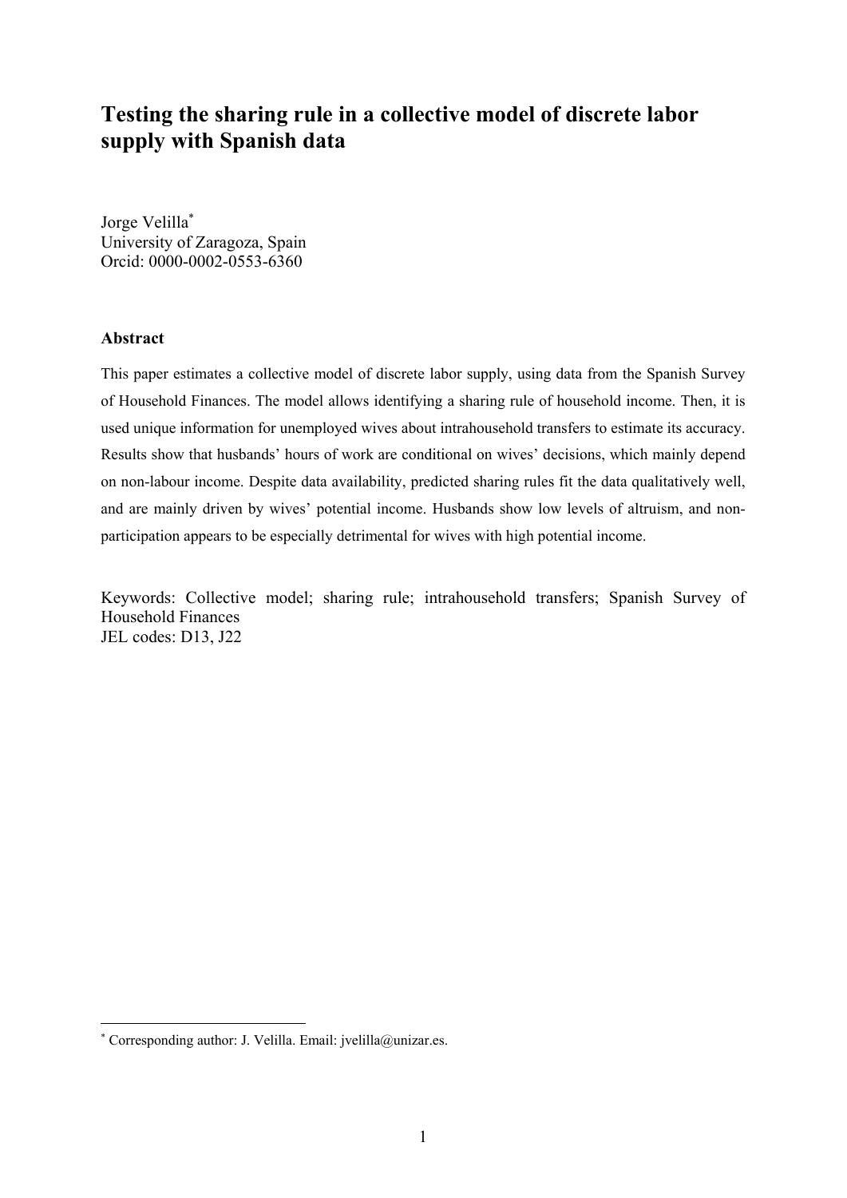# Testing the sharing rule in a collective model of discrete labor supply with Spanish data

Jorge Velilla[*]
University of Zaragoza, Spain
Orcid: 0000-0002-0553-6360

### Abstract

This paper estimates a collective model of discrete labor supply, using data from the Spanish Survey of Household Finances. The model allows identifying a sharing rule of household income. Then, it is used unique information for unemployed wives about intrahousehold transfers to estimate its accuracy. Results show that husbands' hours of work are conditional on wives' decisions, which mainly depend on non-labour income. Despite data availability, predicted sharing rules fit the data qualitatively well, and are mainly driven by wives' potential income. Husbands show low levels of altruism, and non-participation appears to be especially detrimental for wives with high potential income.

Keywords: Collective model; sharing rule; intrahousehold transfers; Spanish Survey of Household Finances
JEL codes: D13, J22

---

[*] Corresponding author: J. Velilla. Email: jvelilla@unizar.es.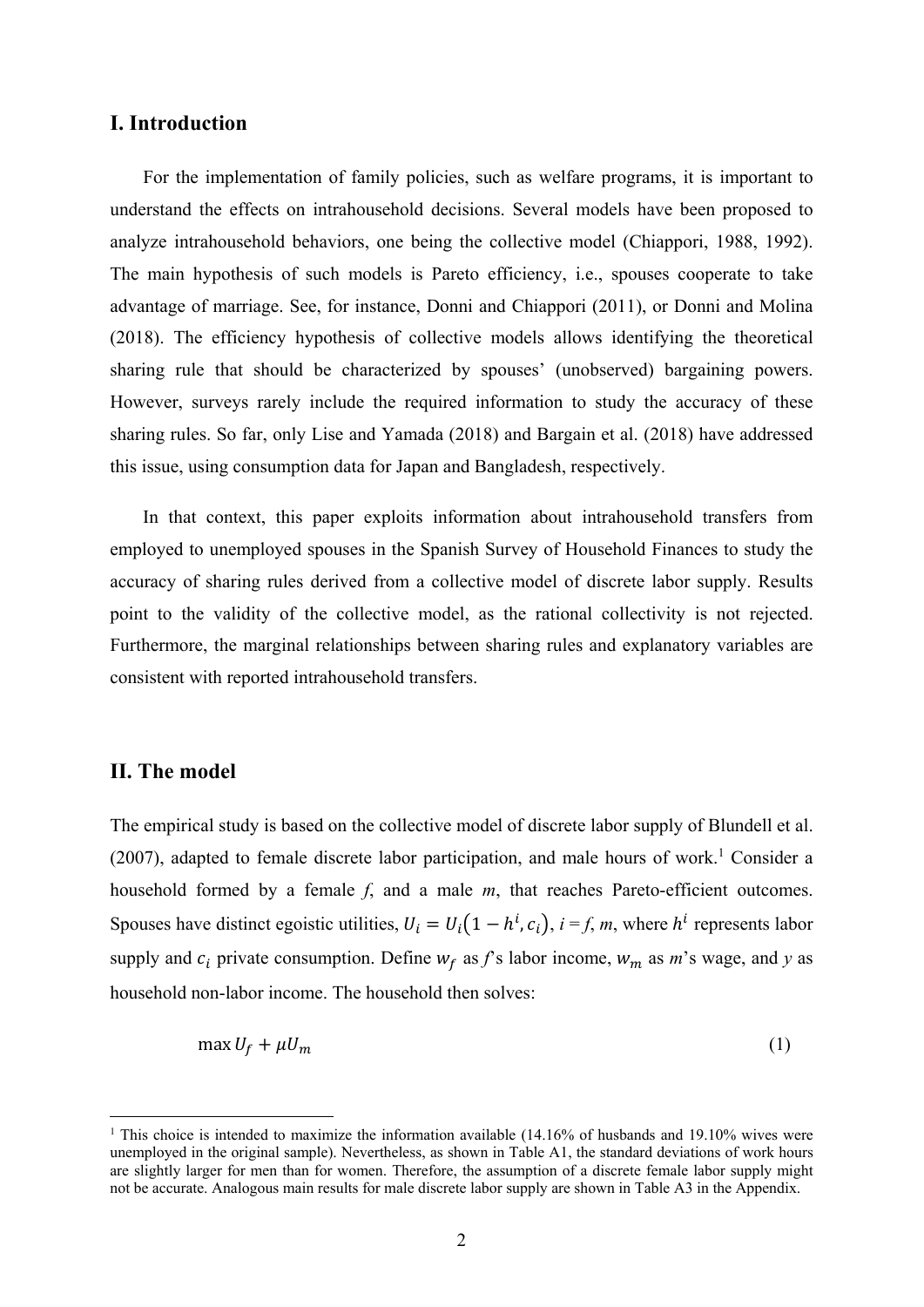## I. Introduction

For the implementation of family policies, such as welfare programs, it is important to understand the effects on intrahousehold decisions. Several models have been proposed to analyze intrahousehold behaviors, one being the collective model (Chiappori, 1988, 1992). The main hypothesis of such models is Pareto efficiency, i.e., spouses cooperate to take advantage of marriage. See, for instance, Donni and Chiappori (2011), or Donni and Molina (2018). The efficiency hypothesis of collective models allows identifying the theoretical sharing rule that should be characterized by spouses' (unobserved) bargaining powers. However, surveys rarely include the required information to study the accuracy of these sharing rules. So far, only Lise and Yamada (2018) and Bargain et al. (2018) have addressed this issue, using consumption data for Japan and Bangladesh, respectively.

In that context, this paper exploits information about intrahousehold transfers from employed to unemployed spouses in the Spanish Survey of Household Finances to study the accuracy of sharing rules derived from a collective model of discrete labor supply. Results point to the validity of the collective model, as the rational collectivity is not rejected. Furthermore, the marginal relationships between sharing rules and explanatory variables are consistent with reported intrahousehold transfers.

## II. The model

The empirical study is based on the collective model of discrete labor supply of Blundell et al. (2007), adapted to female discrete labor participation, and male hours of work.[1] Consider a household formed by a female *f*, and a male *m*, that reaches Pareto-efficient outcomes. Spouses have distinct egoistic utilities, $U_i = U_i(1 - h^i, c_i)$, *i* = *f*, *m*, where $h^i$ represents labor supply and $c_i$ private consumption. Define $w_f$ as *f*'s labor income, $w_m$ as *m*'s wage, and *y* as household non-labor income. The household then solves:

$$\max U_f + \mu U_m \tag{1}$$

[1] This choice is intended to maximize the information available (14.16% of husbands and 19.10% wives were unemployed in the original sample). Nevertheless, as shown in Table A1, the standard deviations of work hours are slightly larger for men than for women. Therefore, the assumption of a discrete female labor supply might not be accurate. Analogous main results for male discrete labor supply are shown in Table A3 in the Appendix.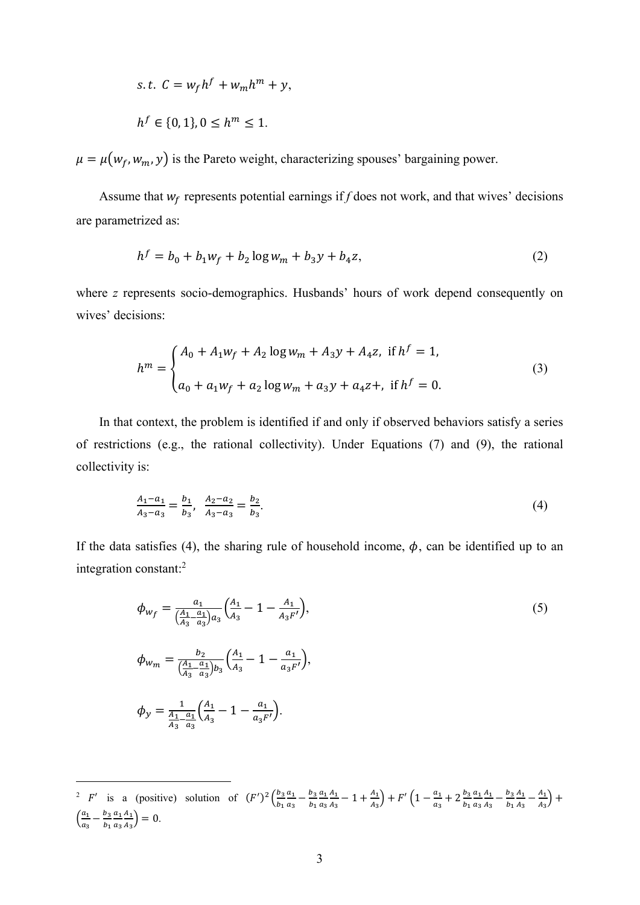$$s.t.\ C = w_f h^f + w_m h^m + y,$$

$$h^f \in \{0, 1\}, 0 \leq h^m \leq 1.$$

$\mu = \mu(w_f, w_m, y)$ is the Pareto weight, characterizing spouses' bargaining power.

Assume that $w_f$ represents potential earnings if *f* does not work, and that wives' decisions are parametrized as:

$$h^f = b_0 + b_1 w_f + b_2 \log w_m + b_3 y + b_4 z, \tag{2}$$

where *z* represents socio-demographics. Husbands' hours of work depend consequently on wives' decisions:

$$h^m = \begin{cases} A_0 + A_1 w_f + A_2 \log w_m + A_3 y + A_4 z, & \text{if } h^f = 1, \\ a_0 + a_1 w_f + a_2 \log w_m + a_3 y + a_4 z +, & \text{if } h^f = 0. \end{cases} \tag{3}$$

In that context, the problem is identified if and only if observed behaviors satisfy a series of restrictions (e.g., the rational collectivity). Under Equations (7) and (9), the rational collectivity is:

$$\frac{A_1 - a_1}{A_3 - a_3} = \frac{b_1}{b_3}, \quad \frac{A_2 - a_2}{A_3 - a_3} = \frac{b_2}{b_3}. \tag{4}$$

If the data satisfies (4), the sharing rule of household income, $\phi$, can be identified up to an integration constant:[2]

$$\phi_{w_f} = \frac{a_1}{\left(\frac{A_1}{A_3} - \frac{a_1}{a_3}\right) a_3} \left(\frac{A_1}{A_3} - 1 - \frac{A_1}{A_3 F'}\right), \tag{5}$$

$$\phi_{w_m} = \frac{b_2}{\left(\frac{A_1}{A_3} - \frac{a_1}{a_3}\right) b_3} \left(\frac{A_1}{A_3} - 1 - \frac{a_1}{a_3 F'}\right),$$

$$\phi_y = \frac{1}{\frac{A_1}{A_3} - \frac{a_1}{a_3}} \left(\frac{A_1}{A_3} - 1 - \frac{a_1}{a_3 F'}\right).$$

---

[2] $F'$ is a (positive) solution of $(F')^2 \left(\frac{b_3}{b_1}\frac{a_1}{a_3} - \frac{b_3}{b_1}\frac{a_1}{a_3}\frac{A_1}{A_3} - 1 + \frac{A_1}{A_3}\right) + F' \left(1 - \frac{a_1}{a_3} + 2\frac{b_3}{b_1}\frac{a_1}{a_3}\frac{A_1}{A_3} - \frac{b_3}{b_1}\frac{A_1}{A_3} - \frac{A_1}{A_3}\right) + \left(\frac{a_1}{a_3} - \frac{b_3}{b_1}\frac{a_1}{a_3}\frac{A_1}{A_3}\right) = 0.$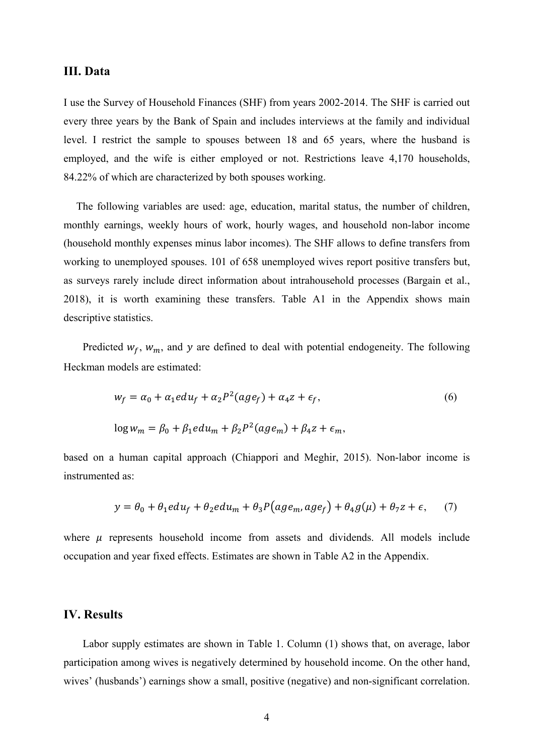## III. Data

I use the Survey of Household Finances (SHF) from years 2002-2014. The SHF is carried out every three years by the Bank of Spain and includes interviews at the family and individual level. I restrict the sample to spouses between 18 and 65 years, where the husband is employed, and the wife is either employed or not. Restrictions leave 4,170 households, 84.22% of which are characterized by both spouses working.

The following variables are used: age, education, marital status, the number of children, monthly earnings, weekly hours of work, hourly wages, and household non-labor income (household monthly expenses minus labor incomes). The SHF allows to define transfers from working to unemployed spouses. 101 of 658 unemployed wives report positive transfers but, as surveys rarely include direct information about intrahousehold processes (Bargain et al., 2018), it is worth examining these transfers. Table A1 in the Appendix shows main descriptive statistics.

Predicted $w_f$, $w_m$, and $y$ are defined to deal with potential endogeneity. The following Heckman models are estimated:

$$w_f = \alpha_0 + \alpha_1 edu_f + \alpha_2 P^2(age_f) + \alpha_4 z + \epsilon_f, \tag{6}$$

$$\log w_m = \beta_0 + \beta_1 edu_m + \beta_2 P^2(age_m) + \beta_4 z + \epsilon_m,$$

based on a human capital approach (Chiappori and Meghir, 2015). Non-labor income is instrumented as:

$$y = \theta_0 + \theta_1 edu_f + \theta_2 edu_m + \theta_3 P(age_m, age_f) + \theta_4 g(\mu) + \theta_7 z + \epsilon, \tag{7}$$

where $\mu$ represents household income from assets and dividends. All models include occupation and year fixed effects. Estimates are shown in Table A2 in the Appendix.

## IV. Results

Labor supply estimates are shown in Table 1. Column (1) shows that, on average, labor participation among wives is negatively determined by household income. On the other hand, wives' (husbands') earnings show a small, positive (negative) and non-significant correlation.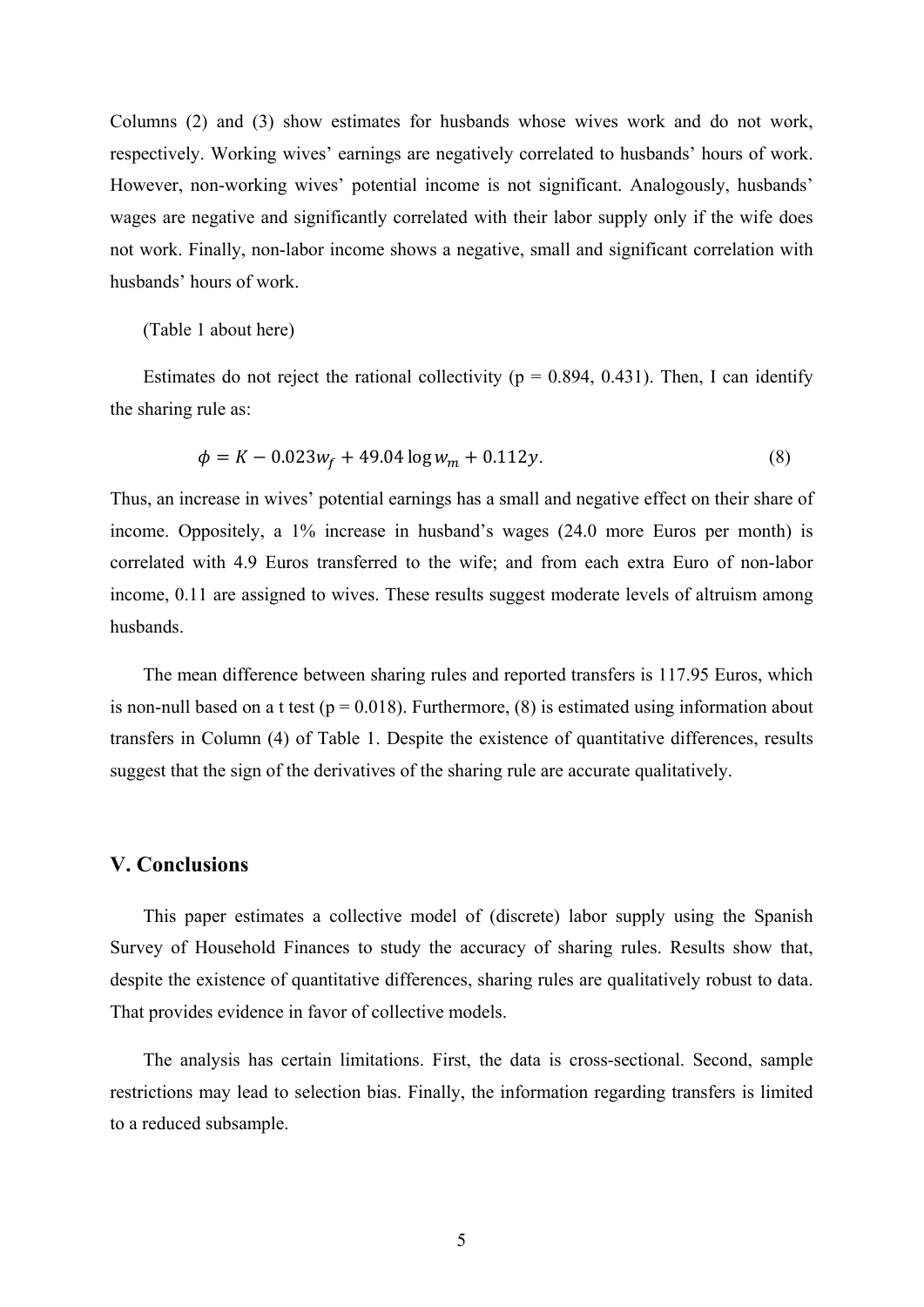Columns (2) and (3) show estimates for husbands whose wives work and do not work, respectively. Working wives' earnings are negatively correlated to husbands' hours of work. However, non-working wives' potential income is not significant. Analogously, husbands' wages are negative and significantly correlated with their labor supply only if the wife does not work. Finally, non-labor income shows a negative, small and significant correlation with husbands' hours of work.

(Table 1 about here)

Estimates do not reject the rational collectivity ($p = 0.894, 0.431$). Then, I can identify the sharing rule as:

$$\phi = K - 0.023w_f + 49.04 \log w_m + 0.112y. \tag{8}$$

Thus, an increase in wives' potential earnings has a small and negative effect on their share of income. Oppositely, a 1% increase in husband's wages (24.0 more Euros per month) is correlated with 4.9 Euros transferred to the wife; and from each extra Euro of non-labor income, 0.11 are assigned to wives. These results suggest moderate levels of altruism among husbands.

The mean difference between sharing rules and reported transfers is 117.95 Euros, which is non-null based on a t test ($p = 0.018$). Furthermore, (8) is estimated using information about transfers in Column (4) of Table 1. Despite the existence of quantitative differences, results suggest that the sign of the derivatives of the sharing rule are accurate qualitatively.

## V. Conclusions

This paper estimates a collective model of (discrete) labor supply using the Spanish Survey of Household Finances to study the accuracy of sharing rules. Results show that, despite the existence of quantitative differences, sharing rules are qualitatively robust to data. That provides evidence in favor of collective models.

The analysis has certain limitations. First, the data is cross-sectional. Second, sample restrictions may lead to selection bias. Finally, the information regarding transfers is limited to a reduced subsample.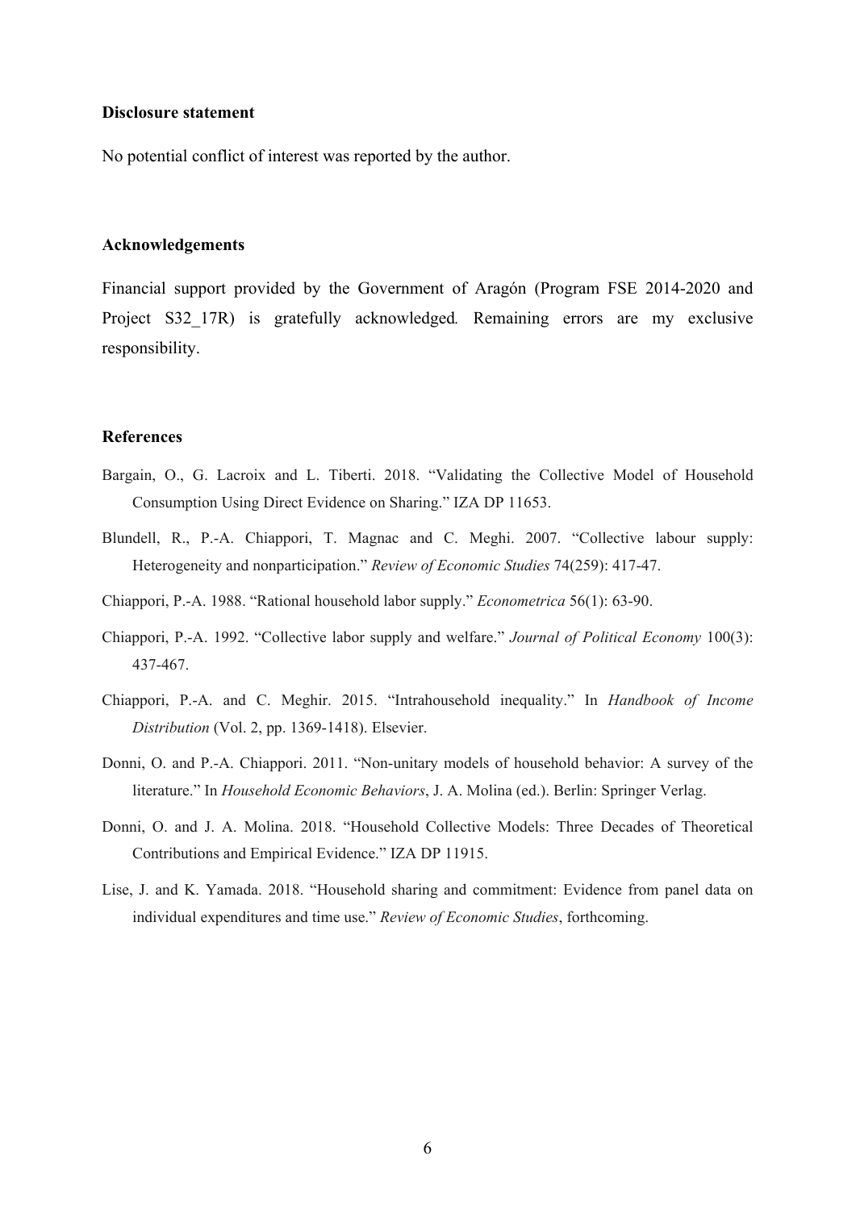**Disclosure statement**

No potential conflict of interest was reported by the author.

**Acknowledgements**

Financial support provided by the Government of Aragón (Program FSE 2014-2020 and Project S32_17R) is gratefully acknowledged. Remaining errors are my exclusive responsibility.

**References**

Bargain, O., G. Lacroix and L. Tiberti. 2018. "Validating the Collective Model of Household Consumption Using Direct Evidence on Sharing." IZA DP 11653.

Blundell, R., P.-A. Chiappori, T. Magnac and C. Meghi. 2007. "Collective labour supply: Heterogeneity and nonparticipation." *Review of Economic Studies* 74(259): 417-47.

Chiappori, P.-A. 1988. "Rational household labor supply." *Econometrica* 56(1): 63-90.

Chiappori, P.-A. 1992. "Collective labor supply and welfare." *Journal of Political Economy* 100(3): 437-467.

Chiappori, P.-A. and C. Meghir. 2015. "Intrahousehold inequality." In *Handbook of Income Distribution* (Vol. 2, pp. 1369-1418). Elsevier.

Donni, O. and P.-A. Chiappori. 2011. "Non-unitary models of household behavior: A survey of the literature." In *Household Economic Behaviors*, J. A. Molina (ed.). Berlin: Springer Verlag.

Donni, O. and J. A. Molina. 2018. "Household Collective Models: Three Decades of Theoretical Contributions and Empirical Evidence." IZA DP 11915.

Lise, J. and K. Yamada. 2018. "Household sharing and commitment: Evidence from panel data on individual expenditures and time use." *Review of Economic Studies*, forthcoming.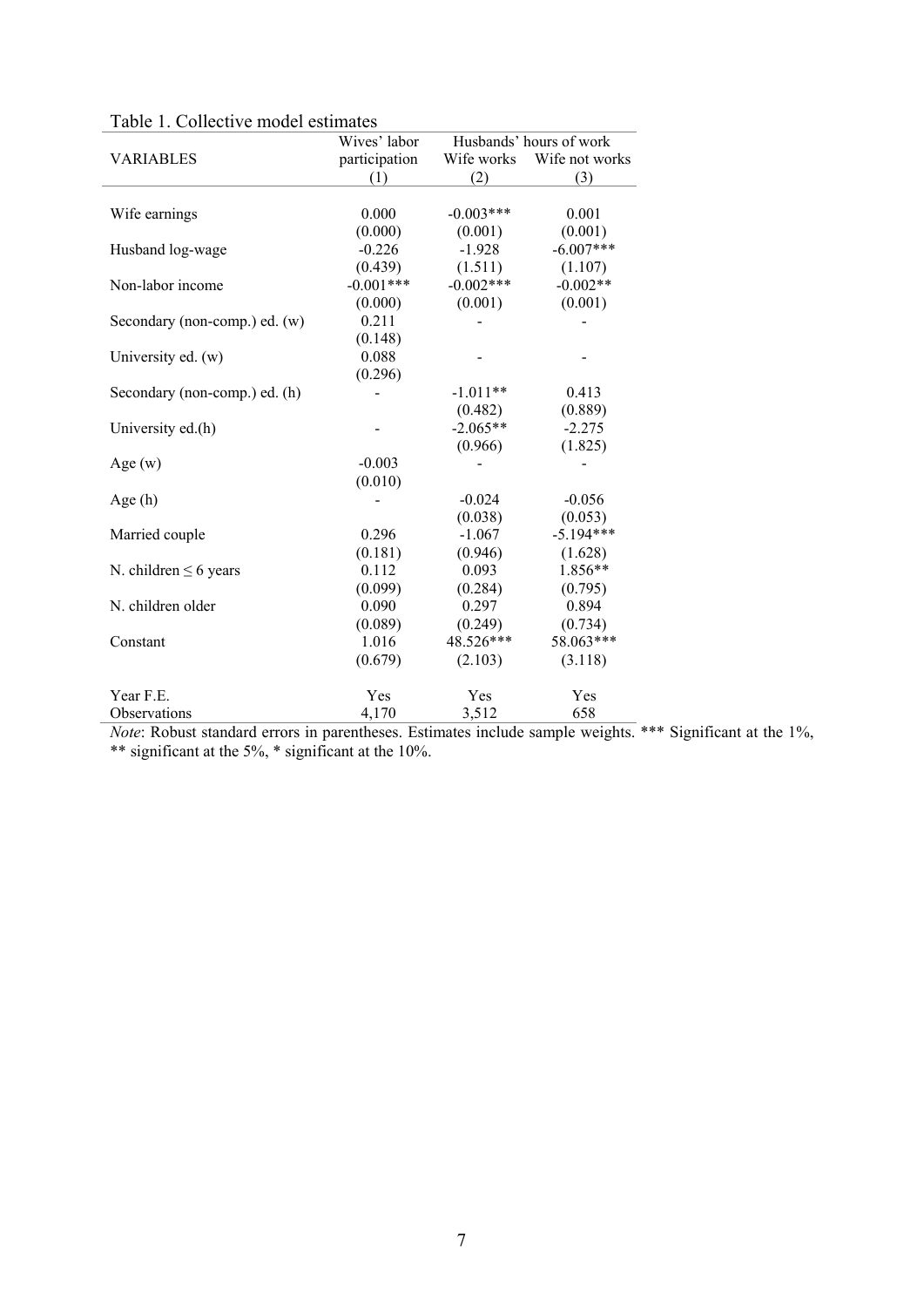Table 1. Collective model estimates

| VARIABLES | Wives' labor participation (1) | Husbands' hours of work: Wife works (2) | Husbands' hours of work: Wife not works (3) |
|---|---|---|---|
| Wife earnings | 0.000 | -0.003*** | 0.001 |
| | (0.000) | (0.001) | (0.001) |
| Husband log-wage | -0.226 | -1.928 | -6.007*** |
| | (0.439) | (1.511) | (1.107) |
| Non-labor income | -0.001*** | -0.002*** | -0.002** |
| | (0.000) | (0.001) | (0.001) |
| Secondary (non-comp.) ed. (w) | 0.211 | - | - |
| | (0.148) | | |
| University ed. (w) | 0.088 | - | - |
| | (0.296) | | |
| Secondary (non-comp.) ed. (h) | - | -1.011** | 0.413 |
| | | (0.482) | (0.889) |
| University ed.(h) | - | -2.065** | -2.275 |
| | | (0.966) | (1.825) |
| Age (w) | -0.003 | - | - |
| | (0.010) | | |
| Age (h) | - | -0.024 | -0.056 |
| | | (0.038) | (0.053) |
| Married couple | 0.296 | -1.067 | -5.194*** |
| | (0.181) | (0.946) | (1.628) |
| N. children ≤ 6 years | 0.112 | 0.093 | 1.856** |
| | (0.099) | (0.284) | (0.795) |
| N. children older | 0.090 | 0.297 | 0.894 |
| | (0.089) | (0.249) | (0.734) |
| Constant | 1.016 | 48.526*** | 58.063*** |
| | (0.679) | (2.103) | (3.118) |
| Year F.E. | Yes | Yes | Yes |
| Observations | 4,170 | 3,512 | 658 |

*Note*: Robust standard errors in parentheses. Estimates include sample weights. *** Significant at the 1%, ** significant at the 5%, * significant at the 10%.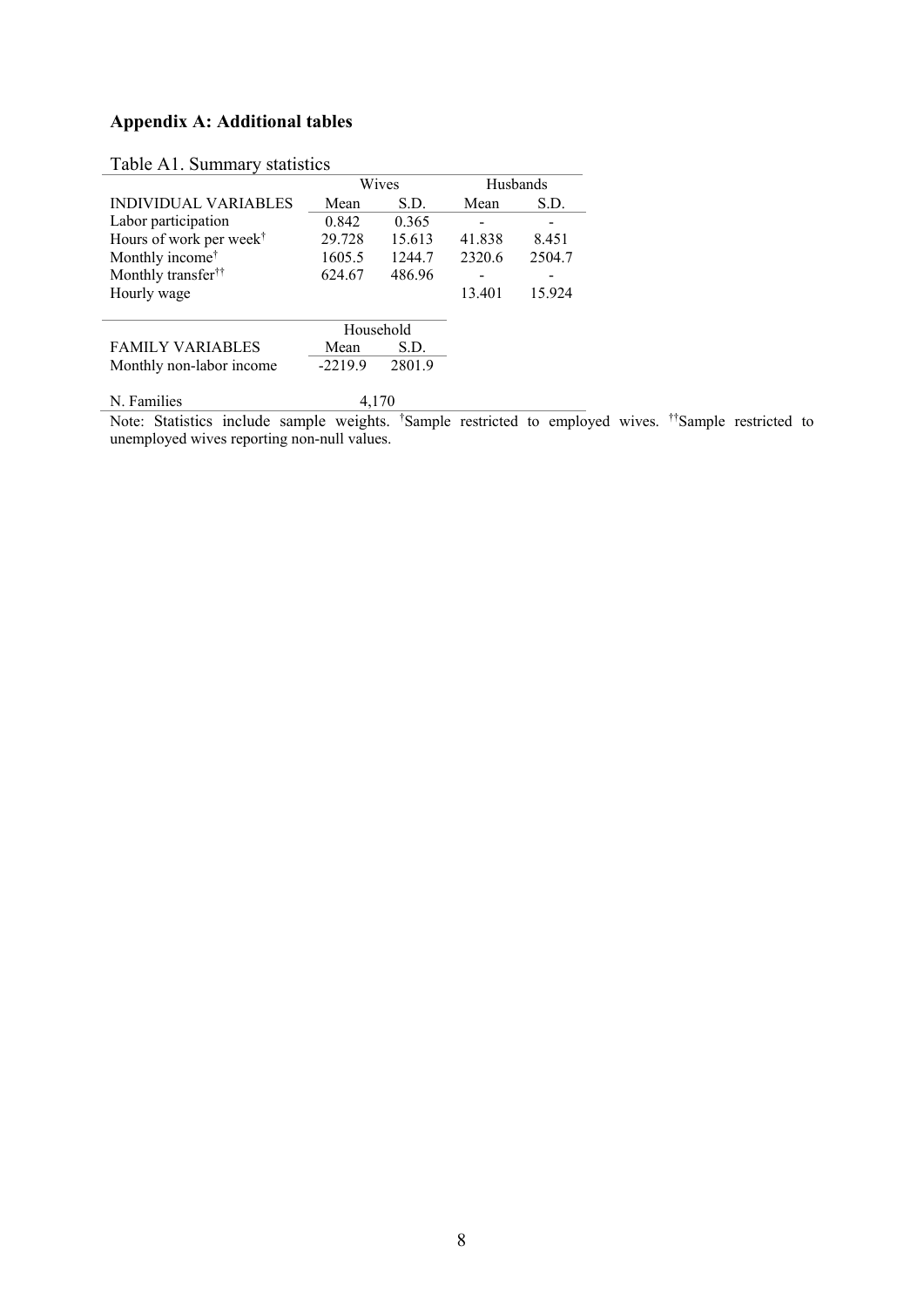## Appendix A: Additional tables

Table A1. Summary statistics

| | Wives | | Husbands | |
|---|---|---|---|---|
| INDIVIDUAL VARIABLES | Mean | S.D. | Mean | S.D. |
| Labor participation | 0.842 | 0.365 | - | - |
| Hours of work per week† | 29.728 | 15.613 | 41.838 | 8.451 |
| Monthly income† | 1605.5 | 1244.7 | 2320.6 | 2504.7 |
| Monthly transfer†† | 624.67 | 486.96 | - | - |
| Hourly wage | | | 13.401 | 15.924 |
| | Household | | | |
| FAMILY VARIABLES | Mean | S.D. | | |
| Monthly non-labor income | -2219.9 | 2801.9 | | |
| N. Families | 4,170 | | | |

Note: Statistics include sample weights. †Sample restricted to employed wives. ††Sample restricted to unemployed wives reporting non-null values.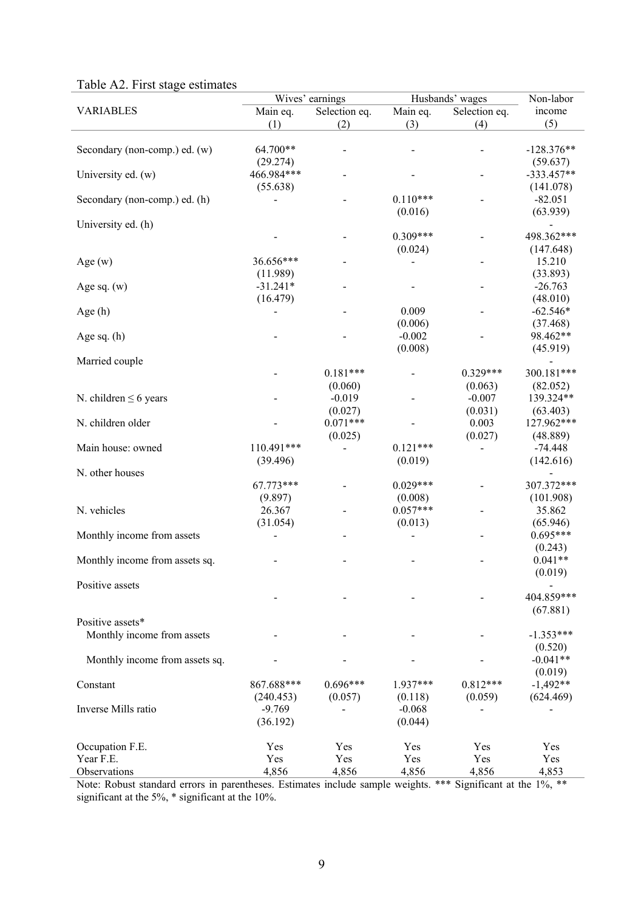Table A2. First stage estimates

| VARIABLES | Wives' earnings | | Husbands' wages | | Non-labor income |
|---|---|---|---|---|---|
| | Main eq. | Selection eq. | Main eq. | Selection eq. | |
| | (1) | (2) | (3) | (4) | (5) |
| Secondary (non-comp.) ed. (w) | 64.700** | - | - | - | -128.376** |
| | (29.274) | | | | (59.637) |
| University ed. (w) | 466.984*** | - | - | - | -333.457** |
| | (55.638) | | | | (141.078) |
| Secondary (non-comp.) ed. (h) | - | - | 0.110*** | - | -82.051 |
| | | | (0.016) | | (63.939) |
| University ed. (h) | - | - | 0.309*** | - | -498.362*** |
| | | | (0.024) | | (147.648) |
| Age (w) | 36.656*** | - | - | - | 15.210 |
| | (11.989) | | | | (33.893) |
| Age sq. (w) | -31.241* | - | - | - | -26.763 |
| | (16.479) | | | | (48.010) |
| Age (h) | - | - | 0.009 | - | -62.546* |
| | | | (0.006) | | (37.468) |
| Age sq. (h) | - | - | -0.002 | - | 98.462** |
| | | | (0.008) | | (45.919) |
| Married couple | - | 0.181*** | - | 0.329*** | -300.181*** |
| | | (0.060) | | (0.063) | (82.052) |
| N. children ≤ 6 years | - | -0.019 | - | -0.007 | 139.324** |
| | | (0.027) | | (0.031) | (63.403) |
| N. children older | - | 0.071*** | - | 0.003 | 127.962*** |
| | | (0.025) | | (0.027) | (48.889) |
| Main house: owned | 110.491*** | - | 0.121*** | - | -74.448 |
| | (39.496) | | (0.019) | | (142.616) |
| N. other houses | 67.773*** | - | 0.029*** | - | -307.372*** |
| | (9.897) | | (0.008) | | (101.908) |
| N. vehicles | 26.367 | - | 0.057*** | - | 35.862 |
| | (31.054) | | (0.013) | | (65.946) |
| Monthly income from assets | - | - | - | - | 0.695*** |
| | | | | | (0.243) |
| Monthly income from assets sq. | - | - | - | - | 0.041** |
| | | | | | (0.019) |
| Positive assets | - | - | - | - | -404.859*** |
| | | | | | (67.881) |
| Positive assets* | | | | | |
| Monthly income from assets | - | - | - | - | -1.353*** |
| | | | | | (0.520) |
| Monthly income from assets sq. | - | - | - | - | -0.041** |
| | | | | | (0.019) |
| Constant | 867.688*** | 0.696*** | 1.937*** | 0.812*** | -1,492** |
| | (240.453) | (0.057) | (0.118) | (0.059) | (624.469) |
| Inverse Mills ratio | -9.769 | - | -0.068 | - | - |
| | (36.192) | | (0.044) | | |
| Occupation F.E. | Yes | Yes | Yes | Yes | Yes |
| Year F.E. | Yes | Yes | Yes | Yes | Yes |
| Observations | 4,856 | 4,856 | 4,856 | 4,856 | 4,853 |

Note: Robust standard errors in parentheses. Estimates include sample weights. *** Significant at the 1%, ** significant at the 5%, * significant at the 10%.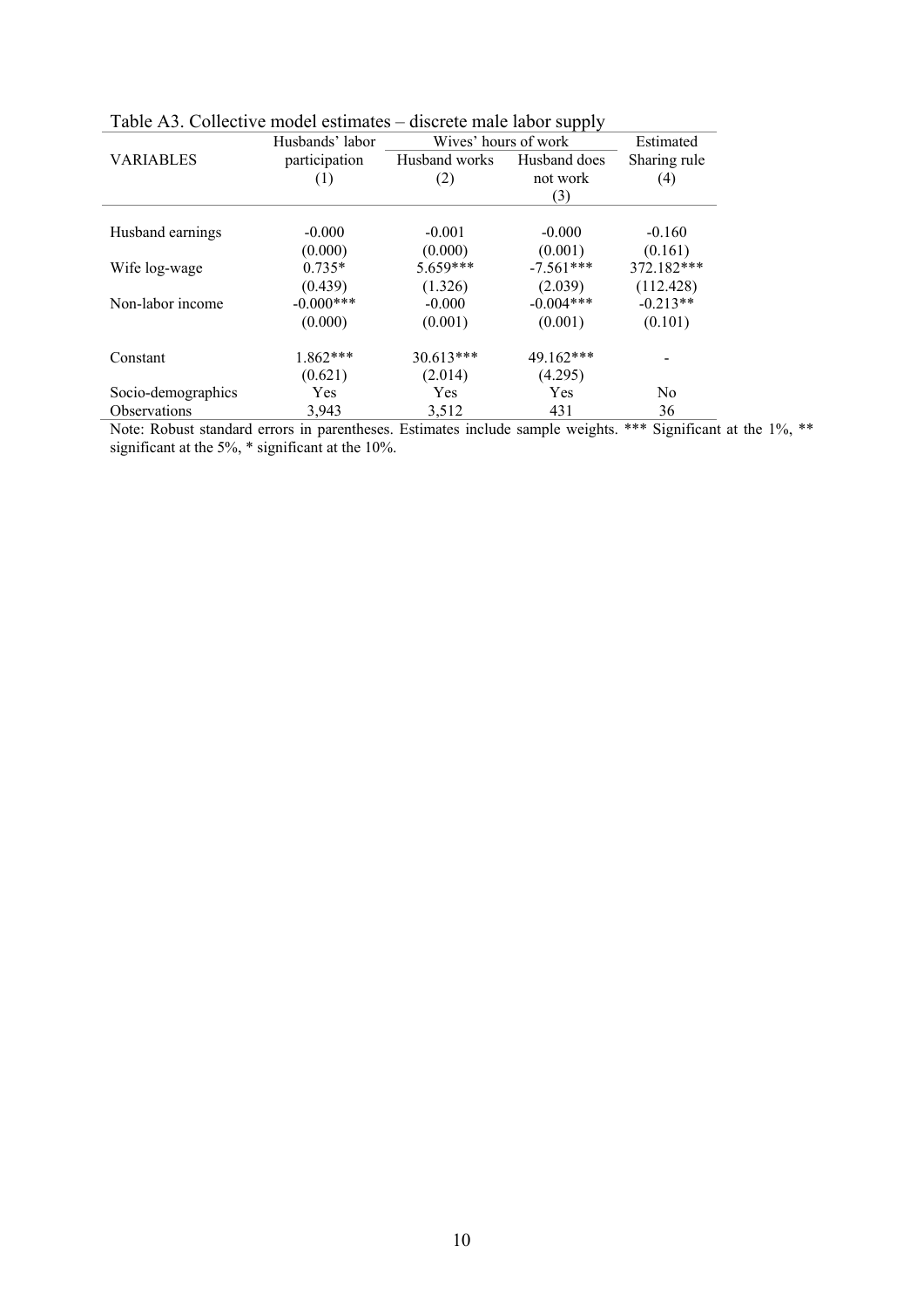Table A3. Collective model estimates – discrete male labor supply

| VARIABLES | Husbands' labor participation (1) | Wives' hours of work | | Estimated Sharing rule (4) |
|---|---|---|---|---|
| | | Husband works (2) | Husband does not work (3) | |
| Husband earnings | -0.000 | -0.001 | -0.000 | -0.160 |
| | (0.000) | (0.000) | (0.001) | (0.161) |
| Wife log-wage | 0.735* | 5.659*** | -7.561*** | 372.182*** |
| | (0.439) | (1.326) | (2.039) | (112.428) |
| Non-labor income | -0.000*** | -0.000 | -0.004*** | -0.213** |
| | (0.000) | (0.001) | (0.001) | (0.101) |
| Constant | 1.862*** | 30.613*** | 49.162*** | - |
| | (0.621) | (2.014) | (4.295) | |
| Socio-demographics | Yes | Yes | Yes | No |
| Observations | 3,943 | 3,512 | 431 | 36 |

Note: Robust standard errors in parentheses. Estimates include sample weights. *** Significant at the 1%, ** significant at the 5%, * significant at the 10%.